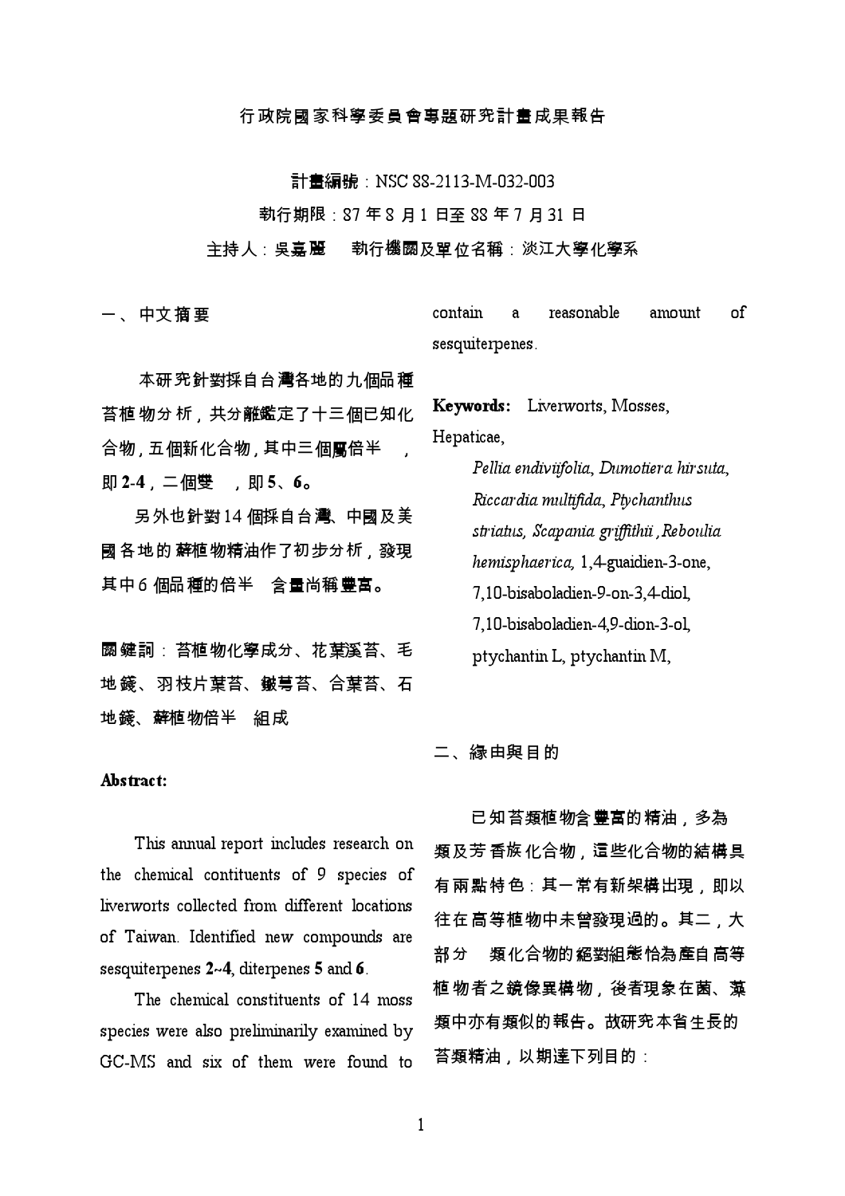行政院國家科學委員會專題研究計畫成果報告

計畫編號：NSC 88-2113-M-032-003

執行期限：87 年 8 月 1 日至 88 年 7 月 31 日

主持人：吳嘉麗　執行機關及單位名稱：淡江大學化學系

## 一、中文摘要

本研究針對採自台灣各地的九個品種苔植物分析，共分離鑑定了十三個已知化合物，五個新化合物，其中三個屬倍半　，即 **2-4**，二個雙　，即 **5**、**6**。

另外也針對 14 個採自台灣、中國及美國各地的蘚植物精油作了初步分析，發現其中 6 個品種的倍半　含量尚稱豐富。

關鍵詞：苔植物化學成分、花葉溪苔、毛地錢、羽枝片葉苔、鞭蕚苔、合葉苔、石地錢、蘚植物倍半　組成

**Abstract:**

This annual report includes research on the chemical contituents of 9 species of liverworts collected from different locations of Taiwan. Identified new compounds are sesquiterpenes **2~4**, diterpenes **5** and **6**.

The chemical constituents of 14 moss species were also preliminarily examined by GC-MS and six of them were found to contain a reasonable amount of sesquiterpenes.

**Keywords:** Liverworts, Mosses, Hepaticae,

*Pellia endiviifolia, Dumotiera hirsuta, Riccardia multifida, Ptychanthus striatus, Scapania griffithii ,Reboulia hemisphaerica,* 1,4-guaidien-3-one, 7,10-bisaboladien-9-on-3,4-diol, 7,10-bisaboladien-4,9-dion-3-ol, ptychantin L, ptychantin M,

## 二、緣由與目的

已知苔類植物含豐富的精油，多為　類及芳香族化合物，這些化合物的結構具有兩點特色：其一常有新架構出現，即以往在高等植物中未曾發現過的。其二，大部分　類化合物的絕對組態恰為產自高等植物者之鏡像異構物，後者現象在菌、藻類中亦有類似的報告。故研究本省生長的苔類精油，以期達下列目的：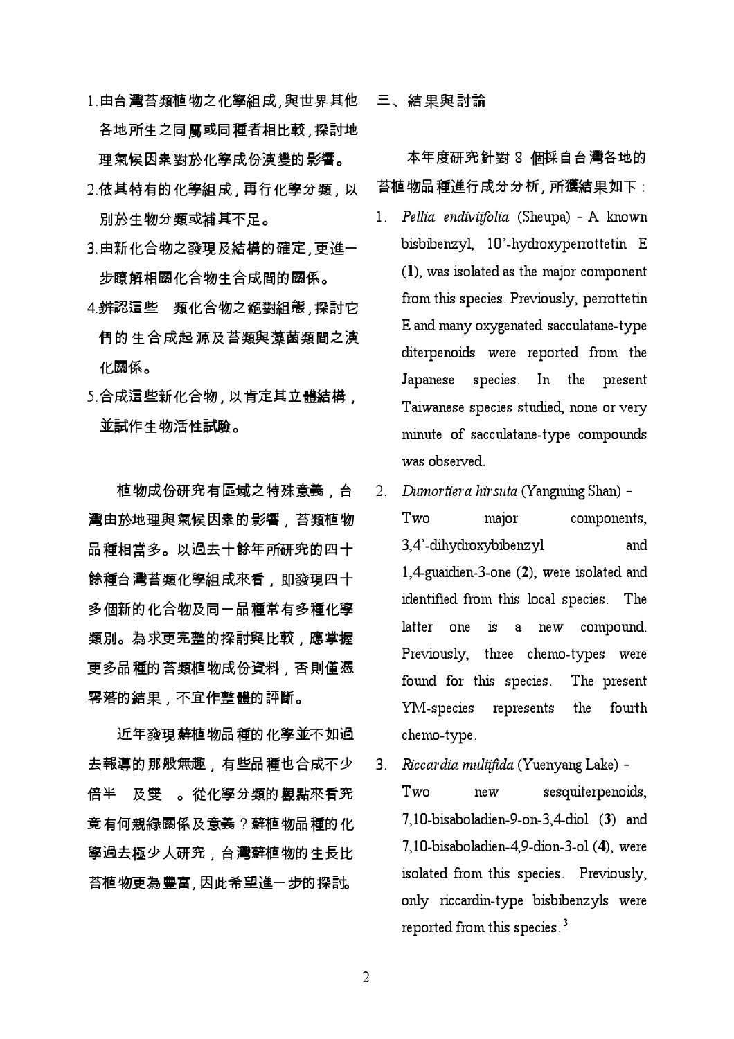1.由台灣苔類植物之化學組成,與世界其他各地所生之同屬或同種者相比較,探討地理氣候因素對於化學成份演變的影響。

2.依其特有的化學組成,再行化學分類,以別於生物分類或補其不足。

3.由新化合物之發現及結構的確定,更進一步瞭解相關化合物生合成間的關係。

4.辨認這些 類化合物之絕對組態,探討它們的生合成起源及苔類與藻菌類間之演化關係。

5.合成這些新化合物,以肯定其立體結構,並試作生物活性試驗。

植物成份研究有區域之特殊意義,台灣由於地理與氣候因素的影響,苔類植物品種相當多。以過去十餘年所研究的四十餘種台灣苔類化學組成來看,即發現四十多個新的化合物及同一品種常有多種化學類別。為求更完整的探討與比較,應掌握更多品種的苔類植物成份資料,否則僅憑零落的結果,不宜作整體的評斷。

近年發現蘚植物品種的化學並不如過去報導的那般無趣,有些品種也合成不少 倍半 及雙 。從化學分類的觀點來看究竟有何親緣關係及意義?蘚植物品種的化學過去極少人研究,台灣蘚植物的生長比苔植物更為豐富,因此希望進一步的探討。

## 三、結果與討論

本年度研究針對 8 個採自台灣各地的苔植物品種進行成分分析,所獲結果如下:

1. *Pellia endiviifolia* (Sheupa) - A known bisbibenzyl, 10'-hydroxyperrottetin E (**1**), was isolated as the major component from this species. Previously, perrottetin E and many oxygenated sacculatane-type diterpenoids were reported from the Japanese species. In the present Taiwanese species studied, none or very minute of sacculatane-type compounds was observed.

2. *Dumortiera hirsuta* (Yangming Shan) - Two major components, 3,4'-dihydroxybibenzyl and 1,4-guaidien-3-one (**2**), were isolated and identified from this local species. The latter one is a new compound. Previously, three chemo-types were found for this species. The present YM-species represents the fourth chemo-type.

3. *Riccardia multifida* (Yuenyang Lake) - Two new sesquiterpenoids, 7,10-bisaboladien-9-on-3,4-diol (**3**) and 7,10-bisaboladien-4,9-dion-3-ol (**4**), were isolated from this species. Previously, only riccardin-type bisbibenzyls were reported from this species.[3]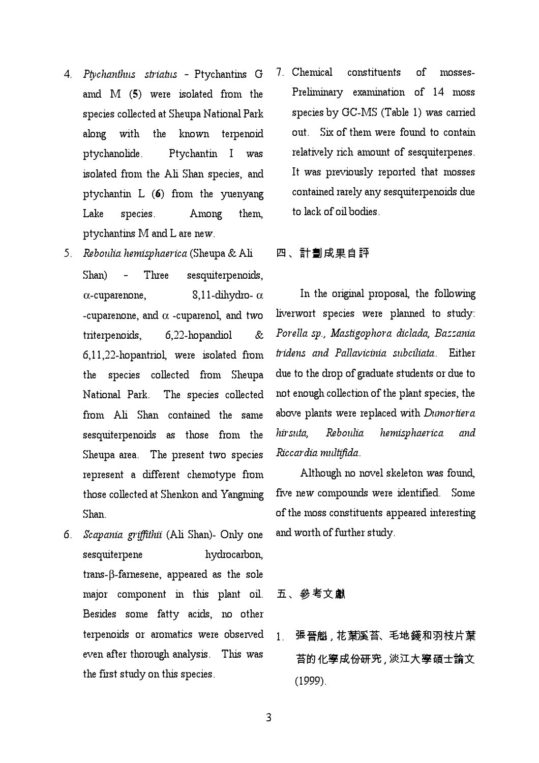4. *Ptychanthus striatus* - Ptychantins G amd M (**5**) were isolated from the species collected at Sheupa National Park along with the known terpenoid ptychanolide. Ptychantin I was isolated from the Ali Shan species, and ptychantin L (**6**) from the yuenyang Lake species. Among them, ptychantins M and L are new.
5. *Reboulia hemisphaerica* (Sheupa & Ali Shan) - Three sesquiterpenoids, α-cuparenone, 8,11-dihydro- α -cuparenone, and α -cuparenol, and two triterpenoids, 6,22-hopandiol & 6,11,22-hopantriol, were isolated from the species collected from Sheupa National Park. The species collected from Ali Shan contained the same sesquiterpenoids as those from the Sheupa area. The present two species represent a different chemotype from those collected at Shenkon and Yangming Shan.
6. *Scapania griffithii* (Ali Shan)- Only one sesquiterpene hydrocarbon, trans-β-farnesene, appeared as the sole major component in this plant oil. Besides some fatty acids, no other terpenoids or aromatics were observed even after thorough analysis. This was the first study on this species.
7. Chemical constituents of mosses- Preliminary examination of 14 moss species by GC-MS (Table 1) was carried out. Six of them were found to contain relatively rich amount of sesquiterpenes. It was previously reported that mosses contained rarely any sesquiterpenoids due to lack of oil bodies.

## 四、計劃成果自評

In the original proposal, the following liverwort species were planned to study: *Porella sp., Mastigophora diclada, Bazzania tridens and Pallavicinia subciliata*. Either due to the drop of graduate students or due to not enough collection of the plant species, the above plants were replaced with *Dumortiera hirsuta, Reboulia hemisphaerica and Riccardia multifida*.

Although no novel skeleton was found, five new compounds were identified. Some of the moss constituents appeared interesting and worth of further study.

## 五、參考文獻

1. 張晉魁，花葉溪苔、毛地錢和羽枝片葉苔的化學成份研究，淡江大學碩士論文 (1999).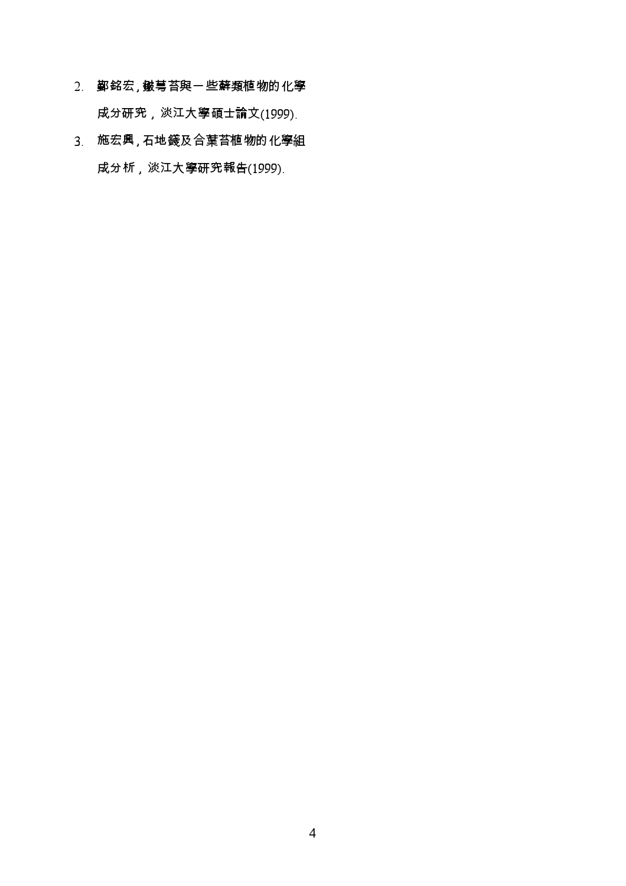2. 鄭銘宏,皺萼苔與一些蘚類植物的化學成分研究，淡江大學碩士論文(1999).
3. 施宏興,石地錢及合葉苔植物的化學組成分析，淡江大學研究報告(1999).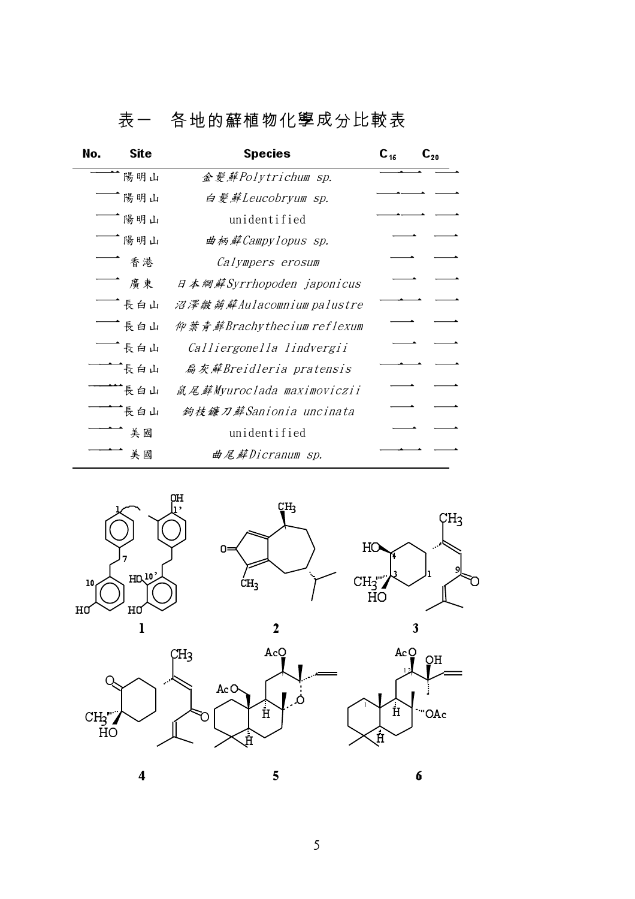# 表一　各地的蘚植物化學成分比較表

| No. | Site | Species | $C_{16}$ | $C_{20}$ |
|---|---|---|---|---|
| — | 陽明山 | 金髮蘚*Polytrichum sp.* | —— | — |
| — | 陽明山 | 白髮蘚*Leucobryum sp.* | —— | — |
| — | 陽明山 | unidentified | —— | — |
| — | 陽明山 | 曲柄蘚*Campylopus sp.* | — | — |
| — | 香港 | *Calympers erosum* | — | — |
| — | 廣東 | 日本網蘚*Syrrhopoden japonicus* | — | — |
| — | 長白山 | 沼澤皺蒴蘚*Aulacomnium palustre* | —— | — |
| — | 長白山 | 仰葉青蘚*Brachythecium reflexum* | — | — |
| — | 長白山 | *Calliergonella lindvergii* | — | — |
| — | 長白山 | 扁灰蘚*Breidleria pratensis* | —— | — |
| — | 長白山 | 鼠尾蘚*Myuroclada maximoviczii* | — | — |
| — | 長白山 | 鉤枝鐮刀蘚*Sanionia uncinata* | — | — |
| — | 美國 | unidentified | — | — |
| — | 美國 | 曲尾蘚*Dicranum sp.* | —— | — |

1　　2　　3

4　　5　　6